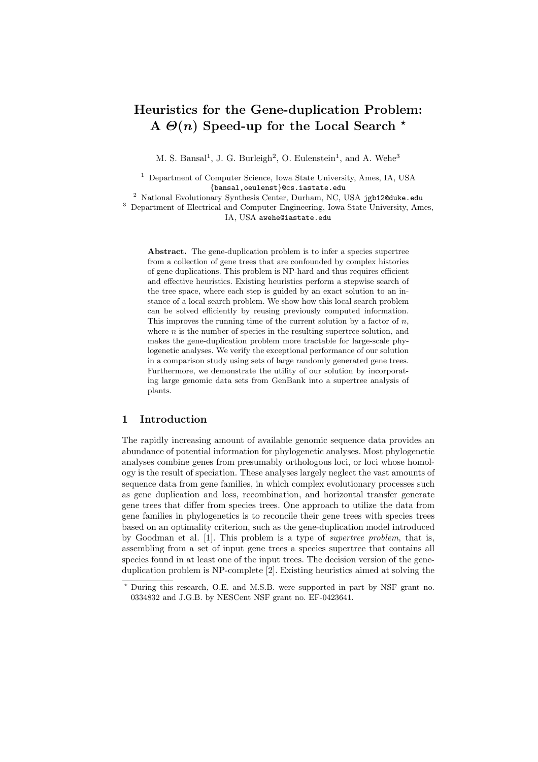# Heuristics for the Gene-duplication Problem: A $\Theta(n)$ Speed-up for the Local Search *

M. S. Bansal[1], J. G. Burleigh[2], O. Eulenstein[1], and A. Wehe[3]

[1] Department of Computer Science, Iowa State University, Ames, IA, USA {bansal,oeulenst}@cs.iastate.edu

[2] National Evolutionary Synthesis Center, Durham, NC, USA jgb12@duke.edu

[3] Department of Electrical and Computer Engineering, Iowa State University, Ames, IA, USA awehe@iastate.edu

**Abstract.** The gene-duplication problem is to infer a species supertree from a collection of gene trees that are confounded by complex histories of gene duplications. This problem is NP-hard and thus requires efficient and effective heuristics. Existing heuristics perform a stepwise search of the tree space, where each step is guided by an exact solution to an instance of a local search problem. We show how this local search problem can be solved efficiently by reusing previously computed information. This improves the running time of the current solution by a factor of $n$, where $n$ is the number of species in the resulting supertree solution, and makes the gene-duplication problem more tractable for large-scale phylogenetic analyses. We verify the exceptional performance of our solution in a comparison study using sets of large randomly generated gene trees. Furthermore, we demonstrate the utility of our solution by incorporating large genomic data sets from GenBank into a supertree analysis of plants.

## 1 Introduction

The rapidly increasing amount of available genomic sequence data provides an abundance of potential information for phylogenetic analyses. Most phylogenetic analyses combine genes from presumably orthologous loci, or loci whose homology is the result of speciation. These analyses largely neglect the vast amounts of sequence data from gene families, in which complex evolutionary processes such as gene duplication and loss, recombination, and horizontal transfer generate gene trees that differ from species trees. One approach to utilize the data from gene families in phylogenetics is to reconcile their gene trees with species trees based on an optimality criterion, such as the gene-duplication model introduced by Goodman et al. [1]. This problem is a type of *supertree problem*, that is, assembling from a set of input gene trees a species supertree that contains all species found in at least one of the input trees. The decision version of the gene-duplication problem is NP-complete [2]. Existing heuristics aimed at solving the

* During this research, O.E. and M.S.B. were supported in part by NSF grant no. 0334832 and J.G.B. by NESCent NSF grant no. EF-0423641.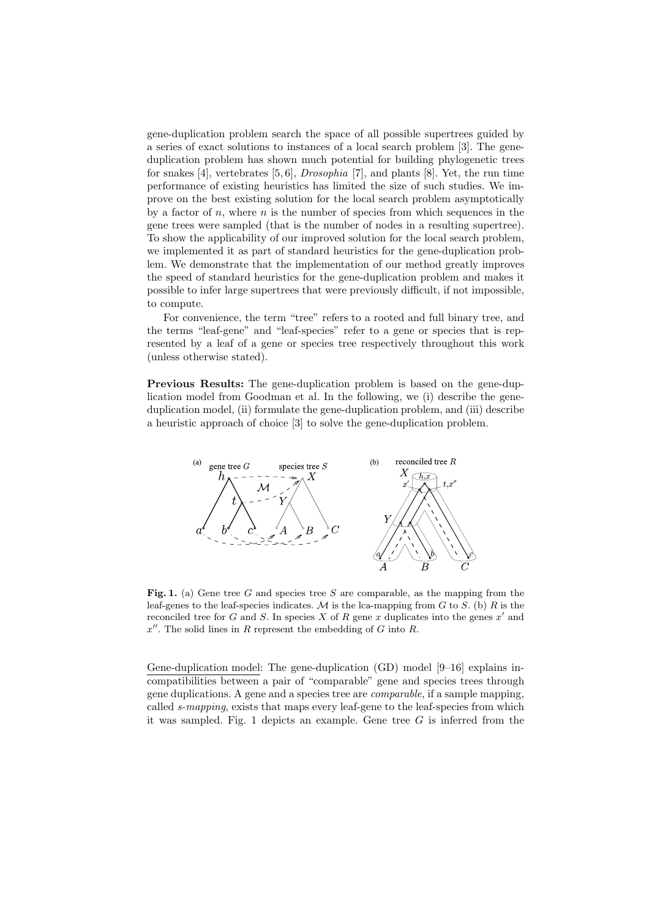gene-duplication problem search the space of all possible supertrees guided by a series of exact solutions to instances of a local search problem [3]. The gene-duplication problem has shown much potential for building phylogenetic trees for snakes [4], vertebrates [5, 6], *Drosophia* [7], and plants [8]. Yet, the run time performance of existing heuristics has limited the size of such studies. We improve on the best existing solution for the local search problem asymptotically by a factor of $n$, where $n$ is the number of species from which sequences in the gene trees were sampled (that is the number of nodes in a resulting supertree). To show the applicability of our improved solution for the local search problem, we implemented it as part of standard heuristics for the gene-duplication problem. We demonstrate that the implementation of our method greatly improves the speed of standard heuristics for the gene-duplication problem and makes it possible to infer large supertrees that were previously difficult, if not impossible, to compute.

For convenience, the term "tree" refers to a rooted and full binary tree, and the terms "leaf-gene" and "leaf-species" refer to a gene or species that is represented by a leaf of a gene or species tree respectively throughout this work (unless otherwise stated).

**Previous Results:** The gene-duplication problem is based on the gene-duplication model from Goodman et al. In the following, we (i) describe the gene-duplication model, (ii) formulate the gene-duplication problem, and (iii) describe a heuristic approach of choice [3] to solve the gene-duplication problem.

(a) gene tree $G$ species tree $S$ $h$ $X$ $\mathcal{M}$ $t$ $Y$ $a$ $b$ $c$ $A$ $B$ $C$

(b) reconciled tree $R$ $X$ $h,x$ $x'$ $t,x''$ $Y$ $a$ $b$ $c$ $A$ $B$ $C$

**Fig. 1.** (a) Gene tree $G$ and species tree $S$ are comparable, as the mapping from the leaf-genes to the leaf-species indicates. $\mathcal{M}$ is the lca-mapping from $G$ to $S$. (b) $R$ is the reconciled tree for $G$ and $S$. In species $X$ of $R$ gene $x$ duplicates into the genes $x'$ and $x''$. The solid lines in $R$ represent the embedding of $G$ into $R$.

Gene-duplication model: The gene-duplication (GD) model [9–16] explains incompatibilities between a pair of "comparable" gene and species trees through gene duplications. A gene and a species tree are *comparable*, if a sample mapping, called *s-mapping*, exists that maps every leaf-gene to the leaf-species from which it was sampled. Fig. 1 depicts an example. Gene tree $G$ is inferred from the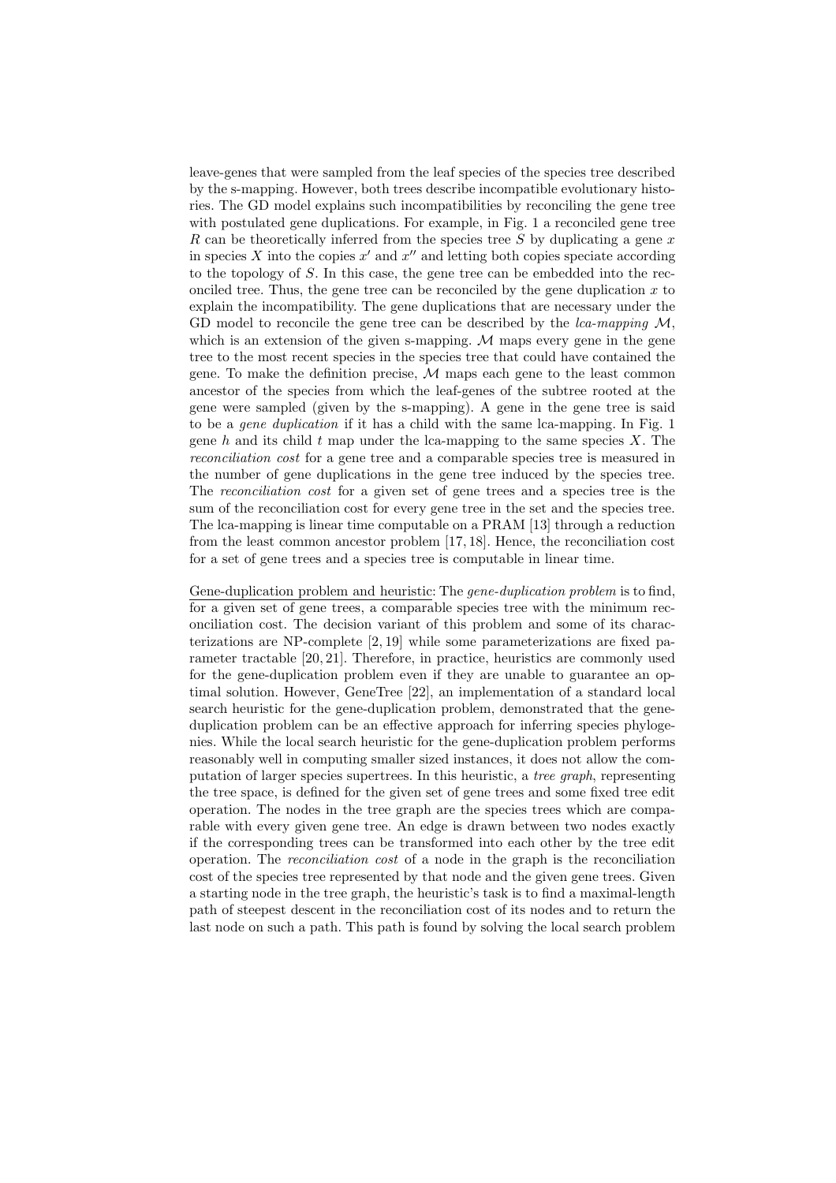leave-genes that were sampled from the leaf species of the species tree described by the s-mapping. However, both trees describe incompatible evolutionary histories. The GD model explains such incompatibilities by reconciling the gene tree with postulated gene duplications. For example, in Fig. 1 a reconciled gene tree $R$ can be theoretically inferred from the species tree $S$ by duplicating a gene $x$ in species $X$ into the copies $x'$ and $x''$ and letting both copies speciate according to the topology of $S$. In this case, the gene tree can be embedded into the reconciled tree. Thus, the gene tree can be reconciled by the gene duplication $x$ to explain the incompatibility. The gene duplications that are necessary under the GD model to reconcile the gene tree can be described by the *lca-mapping* $\mathcal{M}$, which is an extension of the given s-mapping. $\mathcal{M}$ maps every gene in the gene tree to the most recent species in the species tree that could have contained the gene. To make the definition precise, $\mathcal{M}$ maps each gene to the least common ancestor of the species from which the leaf-genes of the subtree rooted at the gene were sampled (given by the s-mapping). A gene in the gene tree is said to be a *gene duplication* if it has a child with the same lca-mapping. In Fig. 1 gene $h$ and its child $t$ map under the lca-mapping to the same species $X$. The *reconciliation cost* for a gene tree and a comparable species tree is measured in the number of gene duplications in the gene tree induced by the species tree. The *reconciliation cost* for a given set of gene trees and a species tree is the sum of the reconciliation cost for every gene tree in the set and the species tree. The lca-mapping is linear time computable on a PRAM [13] through a reduction from the least common ancestor problem [17, 18]. Hence, the reconciliation cost for a set of gene trees and a species tree is computable in linear time.

Gene-duplication problem and heuristic: The *gene-duplication problem* is to find, for a given set of gene trees, a comparable species tree with the minimum reconciliation cost. The decision variant of this problem and some of its characterizations are NP-complete [2, 19] while some parameterizations are fixed parameter tractable [20, 21]. Therefore, in practice, heuristics are commonly used for the gene-duplication problem even if they are unable to guarantee an optimal solution. However, GeneTree [22], an implementation of a standard local search heuristic for the gene-duplication problem, demonstrated that the gene-duplication problem can be an effective approach for inferring species phylogenies. While the local search heuristic for the gene-duplication problem performs reasonably well in computing smaller sized instances, it does not allow the computation of larger species supertrees. In this heuristic, a *tree graph*, representing the tree space, is defined for the given set of gene trees and some fixed tree edit operation. The nodes in the tree graph are the species trees which are comparable with every given gene tree. An edge is drawn between two nodes exactly if the corresponding trees can be transformed into each other by the tree edit operation. The *reconciliation cost* of a node in the graph is the reconciliation cost of the species tree represented by that node and the given gene trees. Given a starting node in the tree graph, the heuristic's task is to find a maximal-length path of steepest descent in the reconciliation cost of its nodes and to return the last node on such a path. This path is found by solving the local search problem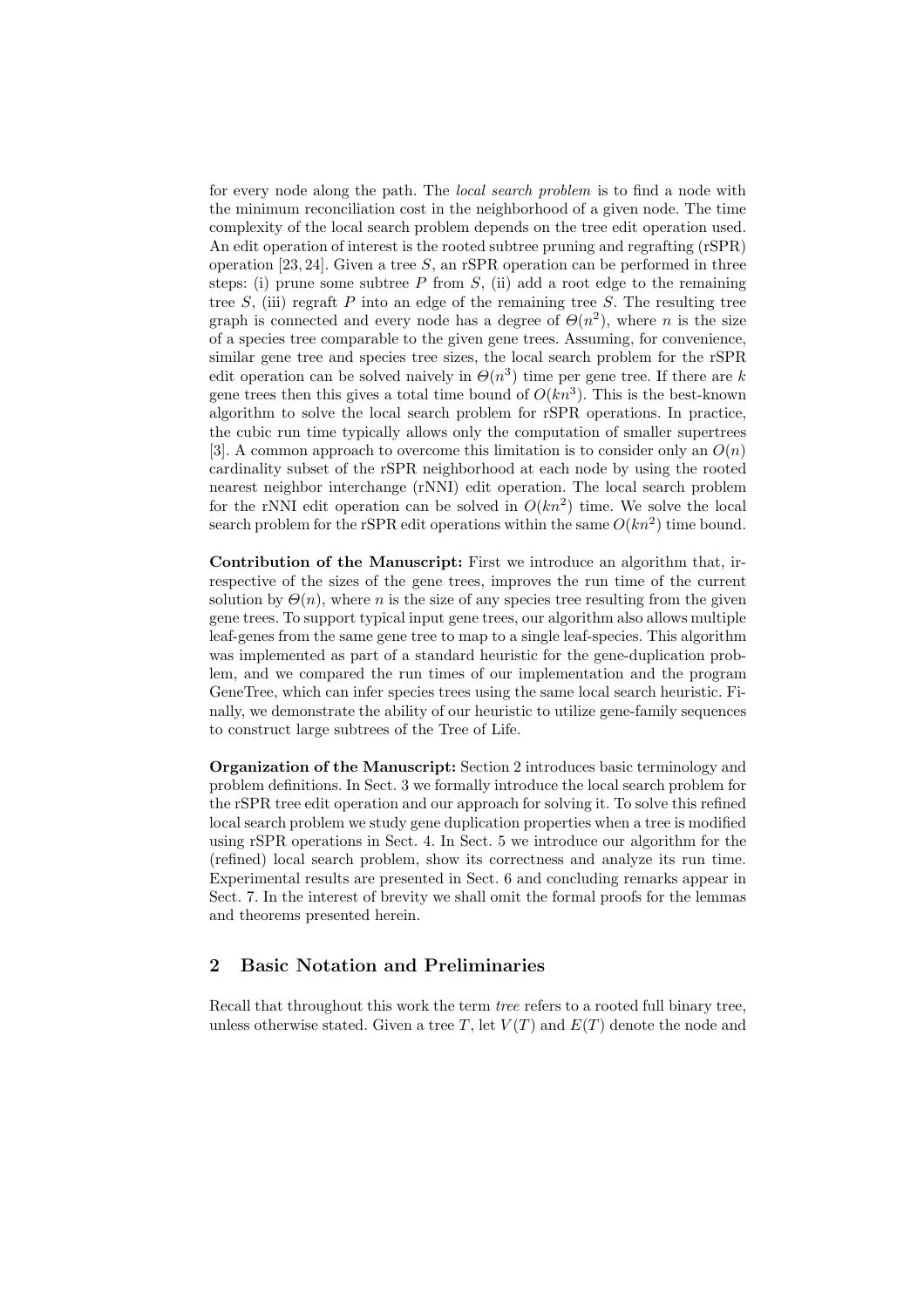for every node along the path. The *local search problem* is to find a node with the minimum reconciliation cost in the neighborhood of a given node. The time complexity of the local search problem depends on the tree edit operation used. An edit operation of interest is the rooted subtree pruning and regrafting (rSPR) operation [23, 24]. Given a tree $S$, an rSPR operation can be performed in three steps: (i) prune some subtree $P$ from $S$, (ii) add a root edge to the remaining tree $S$, (iii) regraft $P$ into an edge of the remaining tree $S$. The resulting tree graph is connected and every node has a degree of $\Theta(n^2)$, where $n$ is the size of a species tree comparable to the given gene trees. Assuming, for convenience, similar gene tree and species tree sizes, the local search problem for the rSPR edit operation can be solved naively in $\Theta(n^3)$ time per gene tree. If there are $k$ gene trees then this gives a total time bound of $O(kn^3)$. This is the best-known algorithm to solve the local search problem for rSPR operations. In practice, the cubic run time typically allows only the computation of smaller supertrees [3]. A common approach to overcome this limitation is to consider only an $O(n)$ cardinality subset of the rSPR neighborhood at each node by using the rooted nearest neighbor interchange (rNNI) edit operation. The local search problem for the rNNI edit operation can be solved in $O(kn^2)$ time. We solve the local search problem for the rSPR edit operations within the same $O(kn^2)$ time bound.

**Contribution of the Manuscript:** First we introduce an algorithm that, irrespective of the sizes of the gene trees, improves the run time of the current solution by $\Theta(n)$, where $n$ is the size of any species tree resulting from the given gene trees. To support typical input gene trees, our algorithm also allows multiple leaf-genes from the same gene tree to map to a single leaf-species. This algorithm was implemented as part of a standard heuristic for the gene-duplication problem, and we compared the run times of our implementation and the program GeneTree, which can infer species trees using the same local search heuristic. Finally, we demonstrate the ability of our heuristic to utilize gene-family sequences to construct large subtrees of the Tree of Life.

**Organization of the Manuscript:** Section 2 introduces basic terminology and problem definitions. In Sect. 3 we formally introduce the local search problem for the rSPR tree edit operation and our approach for solving it. To solve this refined local search problem we study gene duplication properties when a tree is modified using rSPR operations in Sect. 4. In Sect. 5 we introduce our algorithm for the (refined) local search problem, show its correctness and analyze its run time. Experimental results are presented in Sect. 6 and concluding remarks appear in Sect. 7. In the interest of brevity we shall omit the formal proofs for the lemmas and theorems presented herein.

## 2 Basic Notation and Preliminaries

Recall that throughout this work the term *tree* refers to a rooted full binary tree, unless otherwise stated. Given a tree $T$, let $V(T)$ and $E(T)$ denote the node and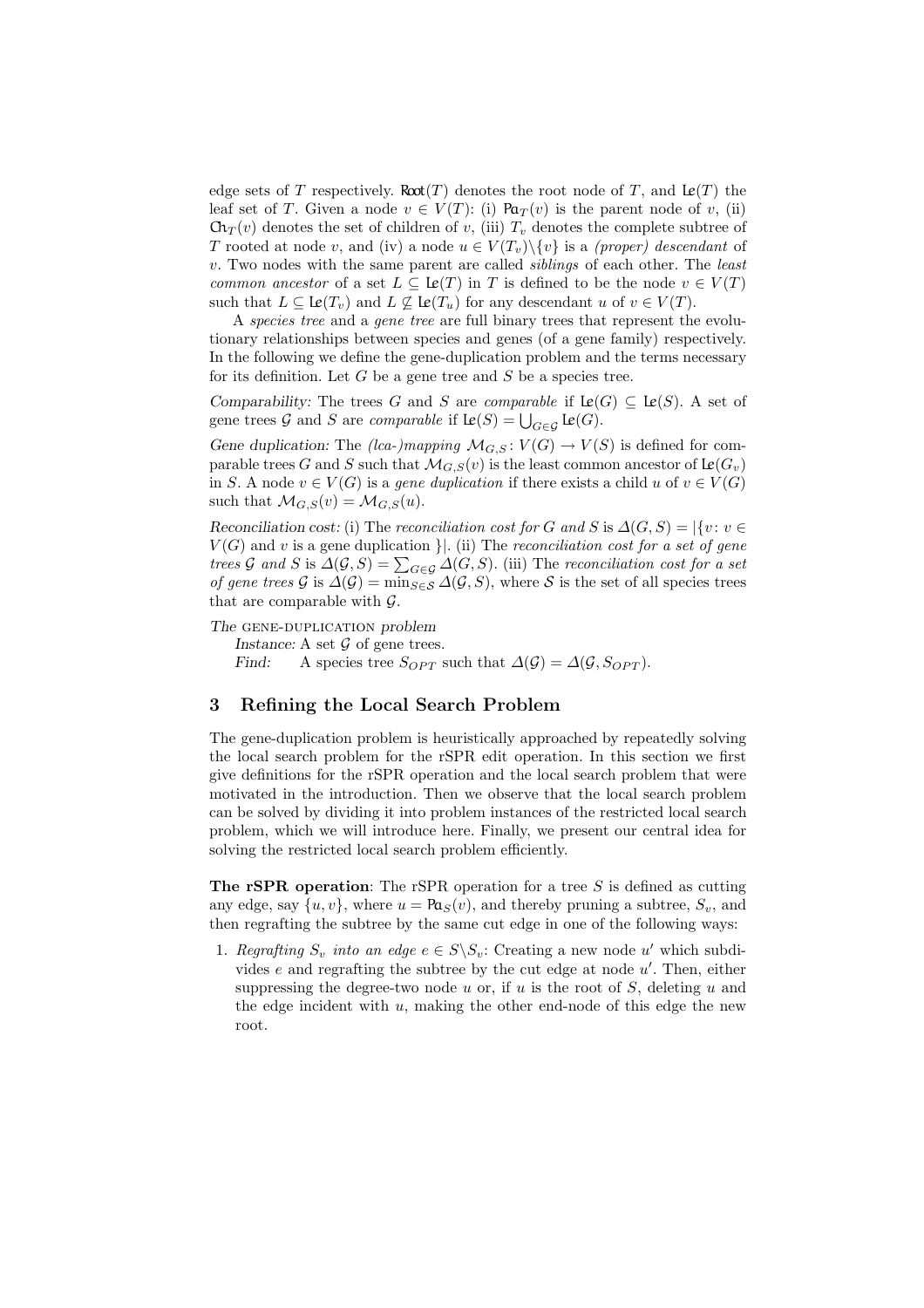edge sets of $T$ respectively. $\mathsf{Root}(T)$ denotes the root node of $T$, and $\mathsf{Le}(T)$ the leaf set of $T$. Given a node $v \in V(T)$: (i) $\mathsf{Pa}_T(v)$ is the parent node of $v$, (ii) $\mathsf{Ch}_T(v)$ denotes the set of children of $v$, (iii) $T_v$ denotes the complete subtree of $T$ rooted at node $v$, and (iv) a node $u \in V(T_v)\backslash\{v\}$ is a *(proper) descendant* of $v$. Two nodes with the same parent are called *siblings* of each other. The *least common ancestor* of a set $L \subseteq \mathsf{Le}(T)$ in $T$ is defined to be the node $v \in V(T)$ such that $L \subseteq \mathsf{Le}(T_v)$ and $L \not\subseteq \mathsf{Le}(T_u)$ for any descendant $u$ of $v \in V(T)$.

A *species tree* and a *gene tree* are full binary trees that represent the evolutionary relationships between species and genes (of a gene family) respectively. In the following we define the gene-duplication problem and the terms necessary for its definition. Let $G$ be a gene tree and $S$ be a species tree.

*Comparability:* The trees $G$ and $S$ are *comparable* if $\mathsf{Le}(G) \subseteq \mathsf{Le}(S)$. A set of gene trees $\mathcal{G}$ and $S$ are *comparable* if $\mathsf{Le}(S) = \bigcup_{G\in\mathcal{G}} \mathsf{Le}(G)$.

*Gene duplication:* The *(lca-)mapping* $\mathcal{M}_{G,S}\colon V(G) \to V(S)$ is defined for comparable trees $G$ and $S$ such that $\mathcal{M}_{G,S}(v)$ is the least common ancestor of $\mathsf{Le}(G_v)$ in $S$. A node $v \in V(G)$ is a *gene duplication* if there exists a child $u$ of $v \in V(G)$ such that $\mathcal{M}_{G,S}(v) = \mathcal{M}_{G,S}(u)$.

*Reconciliation cost:* (i) The *reconciliation cost for $G$ and $S$* is $\Delta(G,S) = |\{v\colon v \in V(G)$ and $v$ is a gene duplication $\}|$. (ii) The *reconciliation cost for a set of gene trees $\mathcal{G}$ and $S$* is $\Delta(\mathcal{G},S) = \sum_{G\in\mathcal{G}} \Delta(G,S)$. (iii) The *reconciliation cost for a set of gene trees $\mathcal{G}$* is $\Delta(\mathcal{G}) = \min_{S\in\mathcal{S}} \Delta(\mathcal{G},S)$, where $\mathcal{S}$ is the set of all species trees that are comparable with $\mathcal{G}$.

*The* GENE-DUPLICATION *problem*

*Instance:* A set $\mathcal{G}$ of gene trees.

*Find:* A species tree $S_{OPT}$ such that $\Delta(\mathcal{G}) = \Delta(\mathcal{G}, S_{OPT})$.

## 3 Refining the Local Search Problem

The gene-duplication problem is heuristically approached by repeatedly solving the local search problem for the rSPR edit operation. In this section we first give definitions for the rSPR operation and the local search problem that were motivated in the introduction. Then we observe that the local search problem can be solved by dividing it into problem instances of the restricted local search problem, which we will introduce here. Finally, we present our central idea for solving the restricted local search problem efficiently.

**The rSPR operation**: The rSPR operation for a tree $S$ is defined as cutting any edge, say $\{u, v\}$, where $u = \mathsf{Pa}_S(v)$, and thereby pruning a subtree, $S_v$, and then regrafting the subtree by the same cut edge in one of the following ways:

1. *Regrafting $S_v$ into an edge $e \in S\backslash S_v$:* Creating a new node $u'$ which subdivides $e$ and regrafting the subtree by the cut edge at node $u'$. Then, either suppressing the degree-two node $u$ or, if $u$ is the root of $S$, deleting $u$ and the edge incident with $u$, making the other end-node of this edge the new root.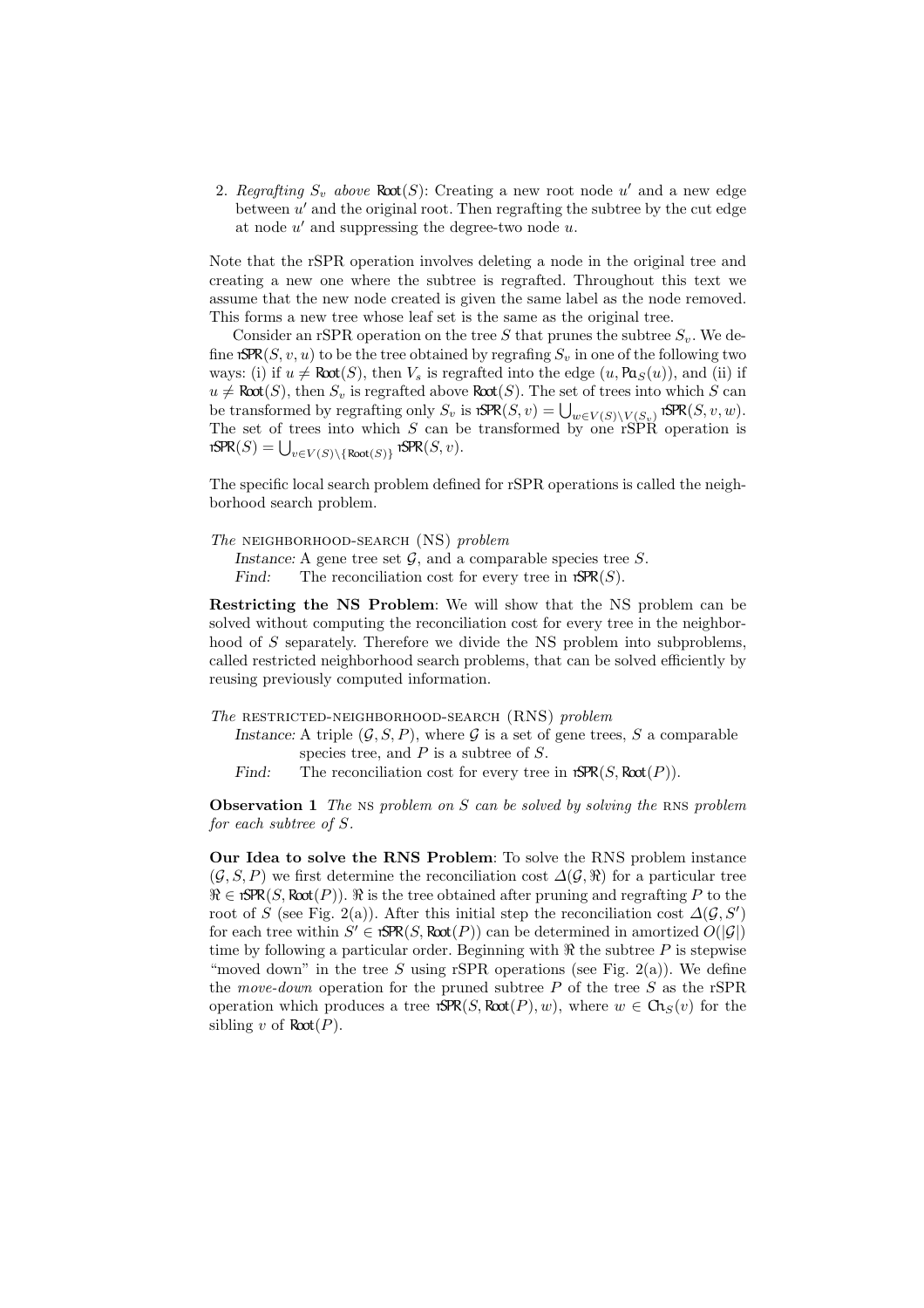2. *Regrafting $S_v$ above* $\mathsf{Root}(S)$: Creating a new root node $u'$ and a new edge between $u'$ and the original root. Then regrafting the subtree by the cut edge at node $u'$ and suppressing the degree-two node $u$.

Note that the rSPR operation involves deleting a node in the original tree and creating a new one where the subtree is regrafted. Throughout this text we assume that the new node created is given the same label as the node removed. This forms a new tree whose leaf set is the same as the original tree.

Consider an rSPR operation on the tree $S$ that prunes the subtree $S_v$. We define $\mathsf{rSPR}(S, v, u)$ to be the tree obtained by regrafing $S_v$ in one of the following two ways: (i) if $u \neq \mathsf{Root}(S)$, then $V_s$ is regrafted into the edge $(u, \mathsf{Pa}_S(u))$, and (ii) if $u \neq \mathsf{Root}(S)$, then $S_v$ is regrafted above $\mathsf{Root}(S)$. The set of trees into which $S$ can be transformed by regrafting only $S_v$ is $\mathsf{rSPR}(S, v) = \bigcup_{w \in V(S) \setminus V(S_v)} \mathsf{rSPR}(S, v, w)$. The set of trees into which $S$ can be transformed by one rSPR operation is $\mathsf{rSPR}(S) = \bigcup_{v \in V(S) \setminus \{\mathsf{Root}(S)\}} \mathsf{rSPR}(S, v)$.

The specific local search problem defined for rSPR operations is called the neighborhood search problem.

*The* NEIGHBORHOOD-SEARCH (NS) *problem*
*Instance:* A gene tree set $\mathcal{G}$, and a comparable species tree $S$.
*Find:* The reconciliation cost for every tree in $\mathsf{rSPR}(S)$.

**Restricting the NS Problem**: We will show that the NS problem can be solved without computing the reconciliation cost for every tree in the neighborhood of $S$ separately. Therefore we divide the NS problem into subproblems, called restricted neighborhood search problems, that can be solved efficiently by reusing previously computed information.

*The* RESTRICTED-NEIGHBORHOOD-SEARCH (RNS) *problem*
*Instance:* A triple $(\mathcal{G}, S, P)$, where $\mathcal{G}$ is a set of gene trees, $S$ a comparable species tree, and $P$ is a subtree of $S$.
*Find:* The reconciliation cost for every tree in $\mathsf{rSPR}(S, \mathsf{Root}(P))$.

**Observation 1** *The* NS *problem on $S$ can be solved by solving the* RNS *problem for each subtree of $S$.*

**Our Idea to solve the RNS Problem**: To solve the RNS problem instance $(\mathcal{G}, S, P)$ we first determine the reconciliation cost $\Delta(\mathcal{G}, \Re)$ for a particular tree $\Re \in \mathsf{rSPR}(S, \mathsf{Root}(P))$. $\Re$ is the tree obtained after pruning and regrafting $P$ to the root of $S$ (see Fig. 2(a)). After this initial step the reconciliation cost $\Delta(\mathcal{G}, S')$ for each tree within $S' \in \mathsf{rSPR}(S, \mathsf{Root}(P))$ can be determined in amortized $O(|\mathcal{G}|)$ time by following a particular order. Beginning with $\Re$ the subtree $P$ is stepwise "moved down" in the tree $S$ using rSPR operations (see Fig. 2(a)). We define the *move-down* operation for the pruned subtree $P$ of the tree $S$ as the rSPR operation which produces a tree $\mathsf{rSPR}(S, \mathsf{Root}(P), w)$, where $w \in \mathsf{Ch}_S(v)$ for the sibling $v$ of $\mathsf{Root}(P)$.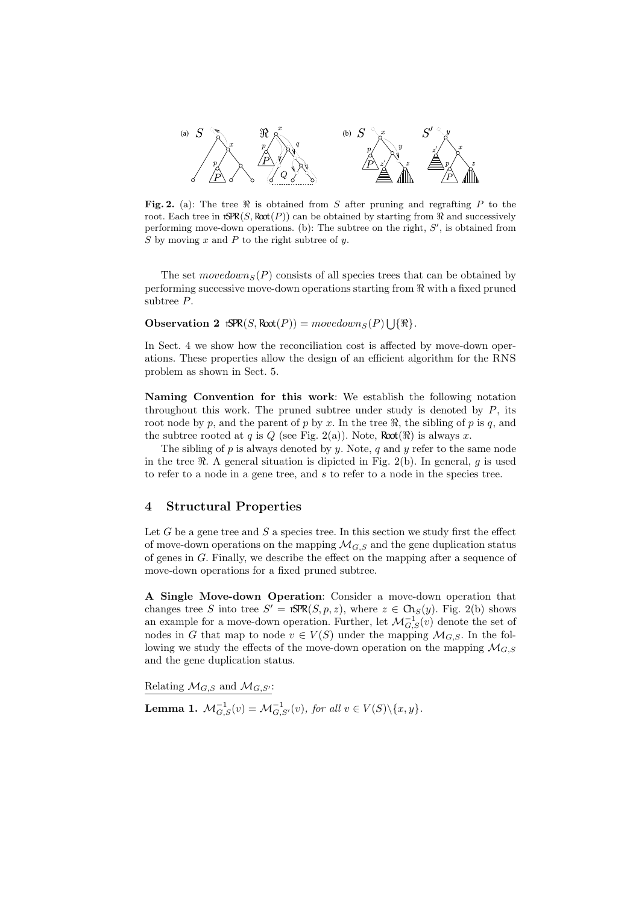**Fig. 2.** (a): The tree $\Re$ is obtained from $S$ after pruning and regrafting $P$ to the root. Each tree in $\mathrm{rSPR}(S, \mathrm{Root}(P))$ can be obtained by starting from $\Re$ and successively performing move-down operations. (b): The subtree on the right, $S'$, is obtained from $S$ by moving $x$ and $P$ to the right subtree of $y$.

The set $movedown_S(P)$ consists of all species trees that can be obtained by performing successive move-down operations starting from $\Re$ with a fixed pruned subtree $P$.

**Observation 2** $\mathrm{rSPR}(S, \mathrm{Root}(P)) = movedown_S(P) \bigcup \{\Re\}$.

In Sect. 4 we show how the reconciliation cost is affected by move-down operations. These properties allow the design of an efficient algorithm for the RNS problem as shown in Sect. 5.

**Naming Convention for this work**: We establish the following notation throughout this work. The pruned subtree under study is denoted by $P$, its root node by $p$, and the parent of $p$ by $x$. In the tree $\Re$, the sibling of $p$ is $q$, and the subtree rooted at $q$ is $Q$ (see Fig. 2(a)). Note, $\mathrm{Root}(\Re)$ is always $x$.

The sibling of $p$ is always denoted by $y$. Note, $q$ and $y$ refer to the same node in the tree $\Re$. A general situation is dipicted in Fig. 2(b). In general, $g$ is used to refer to a node in a gene tree, and $s$ to refer to a node in the species tree.

## 4 Structural Properties

Let $G$ be a gene tree and $S$ a species tree. In this section we study first the effect of move-down operations on the mapping $\mathcal{M}_{G,S}$ and the gene duplication status of genes in $G$. Finally, we describe the effect on the mapping after a sequence of move-down operations for a fixed pruned subtree.

**A Single Move-down Operation**: Consider a move-down operation that changes tree $S$ into tree $S' = \mathrm{rSPR}(S, p, z)$, where $z \in \mathrm{Ch}_S(y)$. Fig. 2(b) shows an example for a move-down operation. Further, let $\mathcal{M}^{-1}_{G,S}(v)$ denote the set of nodes in $G$ that map to node $v \in V(S)$ under the mapping $\mathcal{M}_{G,S}$. In the following we study the effects of the move-down operation on the mapping $\mathcal{M}_{G,S}$ and the gene duplication status.

Relating $\mathcal{M}_{G,S}$ and $\mathcal{M}_{G,S'}$:

**Lemma 1.** $\mathcal{M}^{-1}_{G,S}(v) = \mathcal{M}^{-1}_{G,S'}(v)$*, for all* $v \in V(S) \backslash \{x, y\}$.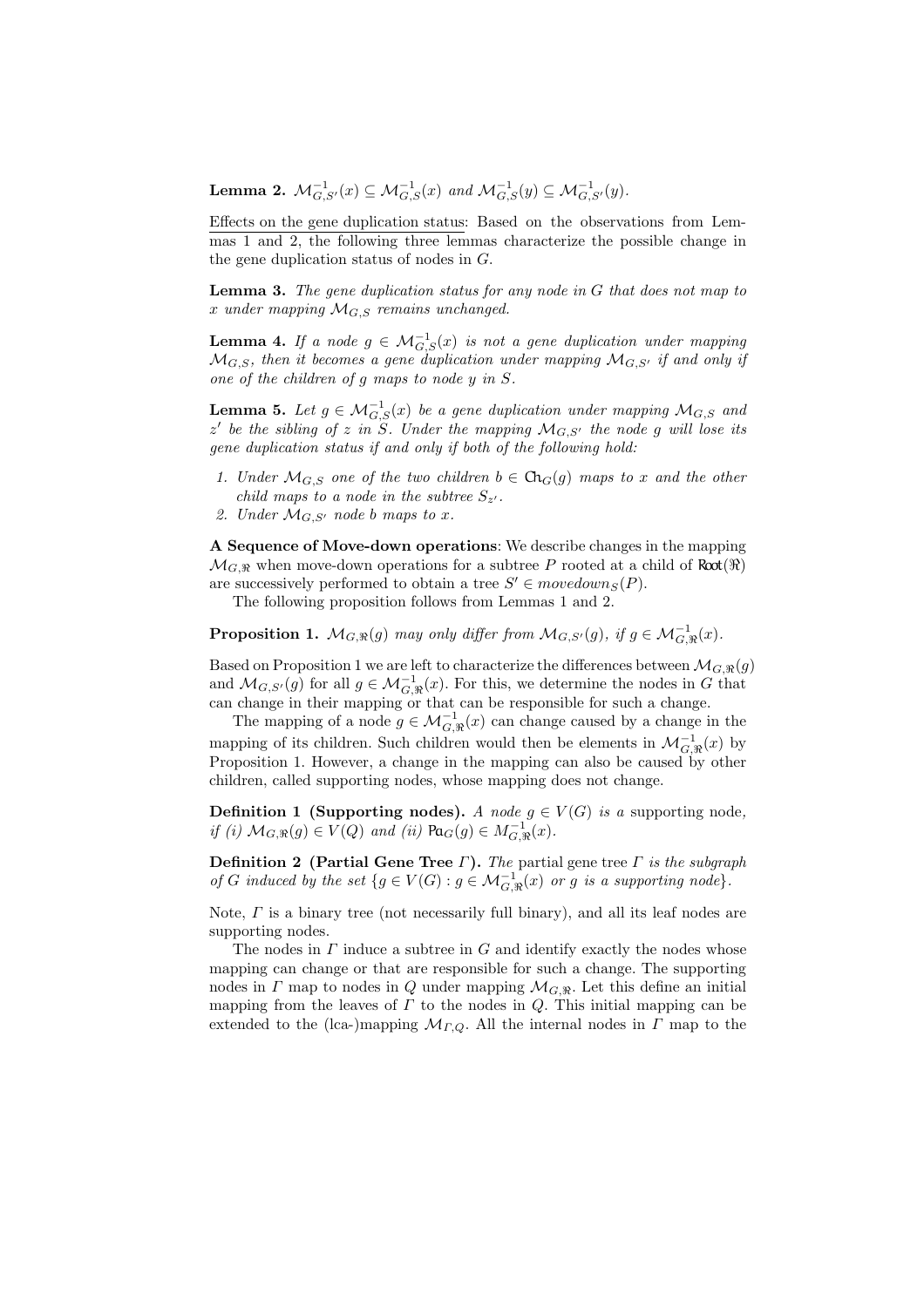**Lemma 2.** $\mathcal{M}^{-1}_{G,S'}(x) \subseteq \mathcal{M}^{-1}_{G,S}(x)$ *and* $\mathcal{M}^{-1}_{G,S}(y) \subseteq \mathcal{M}^{-1}_{G,S'}(y)$.

Effects on the gene duplication status: Based on the observations from Lemmas 1 and 2, the following three lemmas characterize the possible change in the gene duplication status of nodes in $G$.

**Lemma 3.** *The gene duplication status for any node in $G$ that does not map to $x$ under mapping $\mathcal{M}_{G,S}$ remains unchanged.*

**Lemma 4.** *If a node $g \in \mathcal{M}^{-1}_{G,S}(x)$ is not a gene duplication under mapping $\mathcal{M}_{G,S}$, then it becomes a gene duplication under mapping $\mathcal{M}_{G,S'}$ if and only if one of the children of $g$ maps to node $y$ in $S$.*

**Lemma 5.** *Let $g \in \mathcal{M}^{-1}_{G,S}(x)$ be a gene duplication under mapping $\mathcal{M}_{G,S}$ and $z'$ be the sibling of $z$ in $S$. Under the mapping $\mathcal{M}_{G,S'}$ the node $g$ will lose its gene duplication status if and only if both of the following hold:*

1. *Under $\mathcal{M}_{G,S}$ one of the two children $b \in \mathsf{Ch}_G(g)$ maps to $x$ and the other child maps to a node in the subtree $S_{z'}$.*
2. *Under $\mathcal{M}_{G,S'}$ node $b$ maps to $x$.*

**A Sequence of Move-down operations**: We describe changes in the mapping $\mathcal{M}_{G,\Re}$ when move-down operations for a subtree $P$ rooted at a child of $\mathsf{Root}(\Re)$ are successively performed to obtain a tree $S' \in movedown_S(P)$.

The following proposition follows from Lemmas 1 and 2.

**Proposition 1.** *$\mathcal{M}_{G,\Re}(g)$ may only differ from $\mathcal{M}_{G,S'}(g)$, if $g \in \mathcal{M}^{-1}_{G,\Re}(x)$.*

Based on Proposition 1 we are left to characterize the differences between $\mathcal{M}_{G,\Re}(g)$ and $\mathcal{M}_{G,S'}(g)$ for all $g \in \mathcal{M}^{-1}_{G,\Re}(x)$. For this, we determine the nodes in $G$ that can change in their mapping or that can be responsible for such a change.

The mapping of a node $g \in \mathcal{M}^{-1}_{G,\Re}(x)$ can change caused by a change in the mapping of its children. Such children would then be elements in $\mathcal{M}^{-1}_{G,\Re}(x)$ by Proposition 1. However, a change in the mapping can also be caused by other children, called supporting nodes, whose mapping does not change.

**Definition 1 (Supporting nodes).** *A node $g \in V(G)$ is a* supporting node, *if (i) $\mathcal{M}_{G,\Re}(g) \in V(Q)$ and (ii) $\mathsf{Pa}_G(g) \in M^{-1}_{G,\Re}(x)$.*

**Definition 2 (Partial Gene Tree $\Gamma$).** *The* partial gene tree *$\Gamma$ is the subgraph of $G$ induced by the set $\{g \in V(G) : g \in \mathcal{M}^{-1}_{G,\Re}(x)$ or $g$ is a supporting node$\}$.*

Note, $\Gamma$ is a binary tree (not necessarily full binary), and all its leaf nodes are supporting nodes.

The nodes in $\Gamma$ induce a subtree in $G$ and identify exactly the nodes whose mapping can change or that are responsible for such a change. The supporting nodes in $\Gamma$ map to nodes in $Q$ under mapping $\mathcal{M}_{G,\Re}$. Let this define an initial mapping from the leaves of $\Gamma$ to the nodes in $Q$. This initial mapping can be extended to the (lca-)mapping $\mathcal{M}_{\Gamma,Q}$. All the internal nodes in $\Gamma$ map to the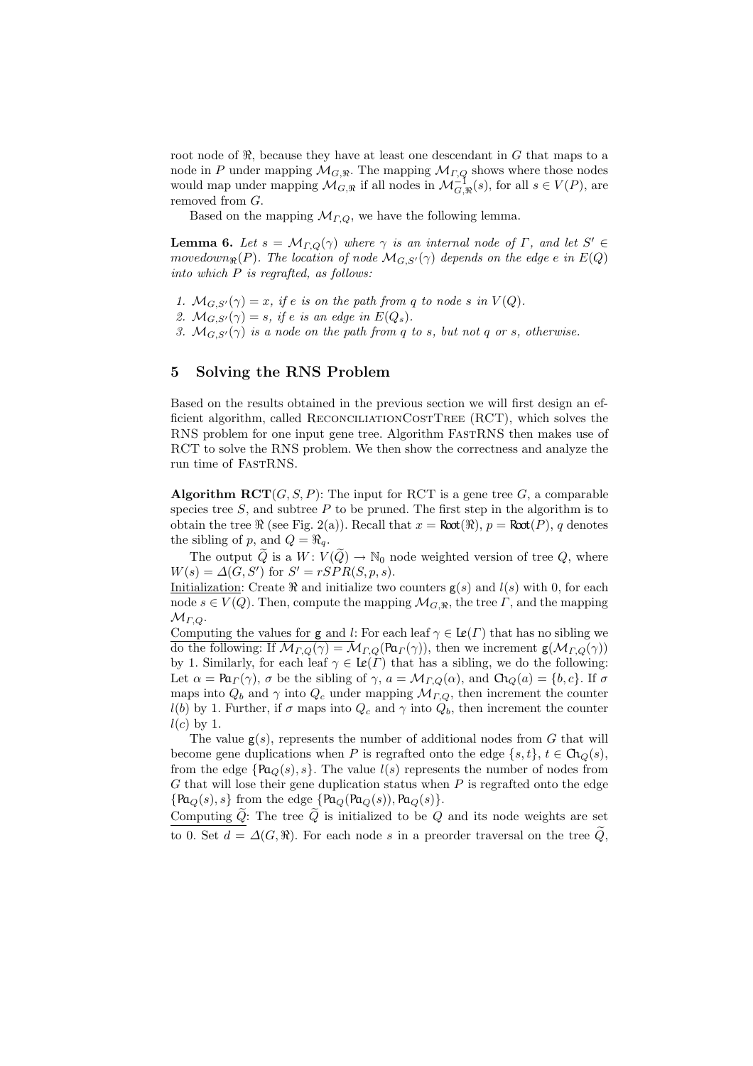root node of $\Re$, because they have at least one descendant in $G$ that maps to a node in $P$ under mapping $\mathcal{M}_{G,\Re}$. The mapping $\mathcal{M}_{\Gamma,Q}$ shows where those nodes would map under mapping $\mathcal{M}_{G,\Re}$ if all nodes in $\mathcal{M}^{-1}_{G,\Re}(s)$, for all $s \in V(P)$, are removed from $G$.

Based on the mapping $\mathcal{M}_{\Gamma,Q}$, we have the following lemma.

**Lemma 6.** *Let $s = \mathcal{M}_{\Gamma,Q}(\gamma)$ where $\gamma$ is an internal node of $\Gamma$, and let $S' \in movedown_{\Re}(P)$. The location of node $\mathcal{M}_{G,S'}(\gamma)$ depends on the edge $e$ in $E(Q)$ into which $P$ is regrafted, as follows:*

1. *$\mathcal{M}_{G,S'}(\gamma) = x$, if $e$ is on the path from $q$ to node $s$ in $V(Q)$.*
2. *$\mathcal{M}_{G,S'}(\gamma) = s$, if $e$ is an edge in $E(Q_s)$.*
3. *$\mathcal{M}_{G,S'}(\gamma)$ is a node on the path from $q$ to $s$, but not $q$ or $s$, otherwise.*

## 5 Solving the RNS Problem

Based on the results obtained in the previous section we will first design an efficient algorithm, called ReconciliationCostTree (RCT), which solves the RNS problem for one input gene tree. Algorithm FastRNS then makes use of RCT to solve the RNS problem. We then show the correctness and analyze the run time of FastRNS.

**Algorithm RCT**$(G, S, P)$: The input for RCT is a gene tree $G$, a comparable species tree $S$, and subtree $P$ to be pruned. The first step in the algorithm is to obtain the tree $\Re$ (see Fig. 2(a)). Recall that $x = \mathsf{Root}(\Re)$, $p = \mathsf{Root}(P)$, $q$ denotes the sibling of $p$, and $Q = \Re_q$.

The output $\widetilde{Q}$ is a $W : V(\widetilde{Q}) \to \mathbb{N}_0$ node weighted version of tree $Q$, where $W(s) = \Delta(G, S')$ for $S' = rSPR(S, p, s)$.

<u>Initialization</u>: Create $\Re$ and initialize two counters $\mathsf{g}(s)$ and $l(s)$ with 0, for each node $s \in V(Q)$. Then, compute the mapping $\mathcal{M}_{G,\Re}$, the tree $\Gamma$, and the mapping $\mathcal{M}_{\Gamma,Q}$.

<u>Computing the values for $\mathsf{g}$ and $l$</u>: For each leaf $\gamma \in \mathsf{Le}(\Gamma)$ that has no sibling we do the following: If $\mathcal{M}_{\Gamma,Q}(\gamma) = \mathcal{M}_{\Gamma,Q}(\mathsf{Pa}_{\Gamma}(\gamma))$, then we increment $\mathsf{g}(\mathcal{M}_{\Gamma,Q}(\gamma))$ by 1. Similarly, for each leaf $\gamma \in \mathsf{Le}(\Gamma)$ that has a sibling, we do the following: Let $\alpha = \mathsf{Pa}_{\Gamma}(\gamma)$, $\sigma$ be the sibling of $\gamma$, $a = \mathcal{M}_{\Gamma,Q}(\alpha)$, and $\mathsf{Ch}_Q(a) = \{b, c\}$. If $\sigma$ maps into $Q_b$ and $\gamma$ into $Q_c$ under mapping $\mathcal{M}_{\Gamma,Q}$, then increment the counter $l(b)$ by 1. Further, if $\sigma$ maps into $Q_c$ and $\gamma$ into $Q_b$, then increment the counter $l(c)$ by 1.

The value $\mathsf{g}(s)$, represents the number of additional nodes from $G$ that will become gene duplications when $P$ is regrafted onto the edge $\{s, t\}$, $t \in \mathsf{Ch}_Q(s)$, from the edge $\{\mathsf{Pa}_Q(s), s\}$. The value $l(s)$ represents the number of nodes from $G$ that will lose their gene duplication status when $P$ is regrafted onto the edge $\{\mathsf{Pa}_Q(s), s\}$ from the edge $\{\mathsf{Pa}_Q(\mathsf{Pa}_Q(s)), \mathsf{Pa}_Q(s)\}$.

<u>Computing $\widetilde{Q}$</u>: The tree $\widetilde{Q}$ is initialized to be $Q$ and its node weights are set to 0. Set $d = \Delta(G, \Re)$. For each node $s$ in a preorder traversal on the tree $\widetilde{Q}$,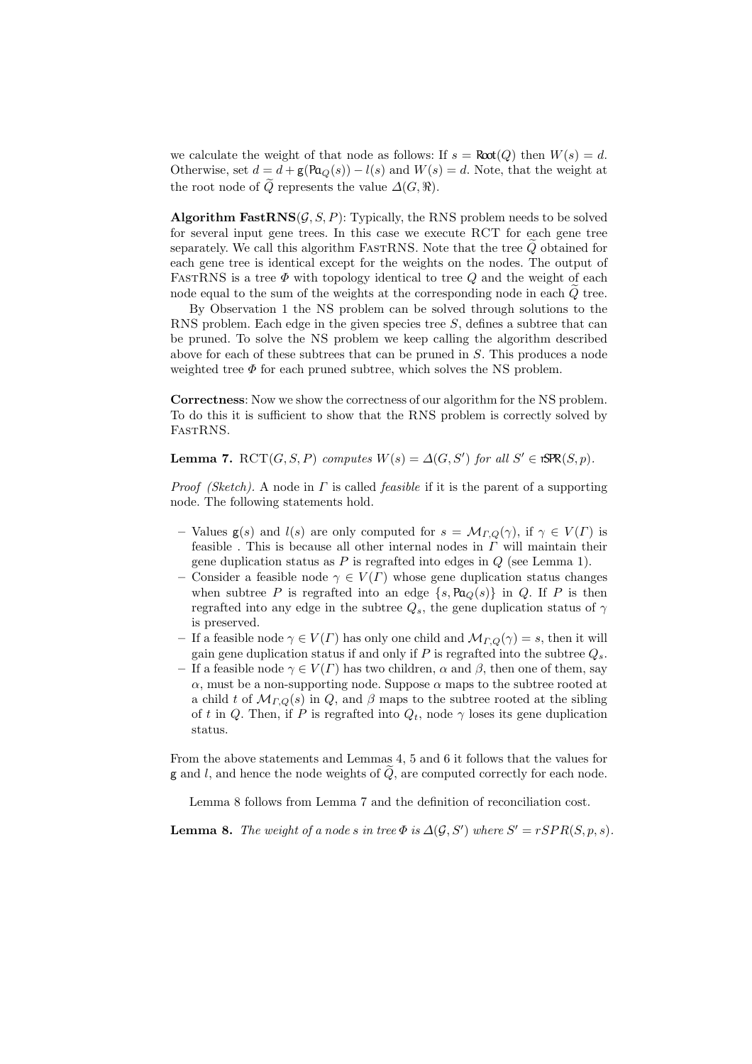we calculate the weight of that node as follows: If $s = \mathsf{Root}(Q)$ then $W(s) = d$. Otherwise, set $d = d + \mathsf{g}(\mathsf{Pa}_Q(s)) - l(s)$ and $W(s) = d$. Note, that the weight at the root node of $\widetilde{Q}$ represents the value $\Delta(G, \Re)$.

**Algorithm FastRNS**$(\mathcal{G}, S, P)$: Typically, the RNS problem needs to be solved for several input gene trees. In this case we execute RCT for each gene tree separately. We call this algorithm FastRNS. Note that the tree $\widetilde{Q}$ obtained for each gene tree is identical except for the weights on the nodes. The output of FastRNS is a tree $\Phi$ with topology identical to tree $Q$ and the weight of each node equal to the sum of the weights at the corresponding node in each $\widetilde{Q}$ tree.

By Observation 1 the NS problem can be solved through solutions to the RNS problem. Each edge in the given species tree $S$, defines a subtree that can be pruned. To solve the NS problem we keep calling the algorithm described above for each of these subtrees that can be pruned in $S$. This produces a node weighted tree $\Phi$ for each pruned subtree, which solves the NS problem.

**Correctness**: Now we show the correctness of our algorithm for the NS problem. To do this it is sufficient to show that the RNS problem is correctly solved by FastRNS.

**Lemma 7.** *RCT$(G, S, P)$ computes $W(s) = \Delta(G, S')$ for all $S' \in \mathsf{rSPR}(S, p)$.*

*Proof (Sketch).* A node in $\Gamma$ is called *feasible* if it is the parent of a supporting node. The following statements hold.

- Values $\mathsf{g}(s)$ and $l(s)$ are only computed for $s = \mathcal{M}_{\Gamma,Q}(\gamma)$, if $\gamma \in V(\Gamma)$ is feasible . This is because all other internal nodes in $\Gamma$ will maintain their gene duplication status as $P$ is regrafted into edges in $Q$ (see Lemma 1).
- Consider a feasible node $\gamma \in V(\Gamma)$ whose gene duplication status changes when subtree $P$ is regrafted into an edge $\{s, \mathsf{Pa}_Q(s)\}$ in $Q$. If $P$ is then regrafted into any edge in the subtree $Q_s$, the gene duplication status of $\gamma$ is preserved.
- If a feasible node $\gamma \in V(\Gamma)$ has only one child and $\mathcal{M}_{\Gamma,Q}(\gamma) = s$, then it will gain gene duplication status if and only if $P$ is regrafted into the subtree $Q_s$.
- If a feasible node $\gamma \in V(\Gamma)$ has two children, $\alpha$ and $\beta$, then one of them, say $\alpha$, must be a non-supporting node. Suppose $\alpha$ maps to the subtree rooted at a child $t$ of $\mathcal{M}_{\Gamma,Q}(s)$ in $Q$, and $\beta$ maps to the subtree rooted at the sibling of $t$ in $Q$. Then, if $P$ is regrafted into $Q_t$, node $\gamma$ loses its gene duplication status.

From the above statements and Lemmas 4, 5 and 6 it follows that the values for $\mathsf{g}$ and $l$, and hence the node weights of $\widetilde{Q}$, are computed correctly for each node.

Lemma 8 follows from Lemma 7 and the definition of reconciliation cost.

**Lemma 8.** *The weight of a node $s$ in tree $\Phi$ is $\Delta(\mathcal{G}, S')$ where $S' = rSPR(S, p, s)$.*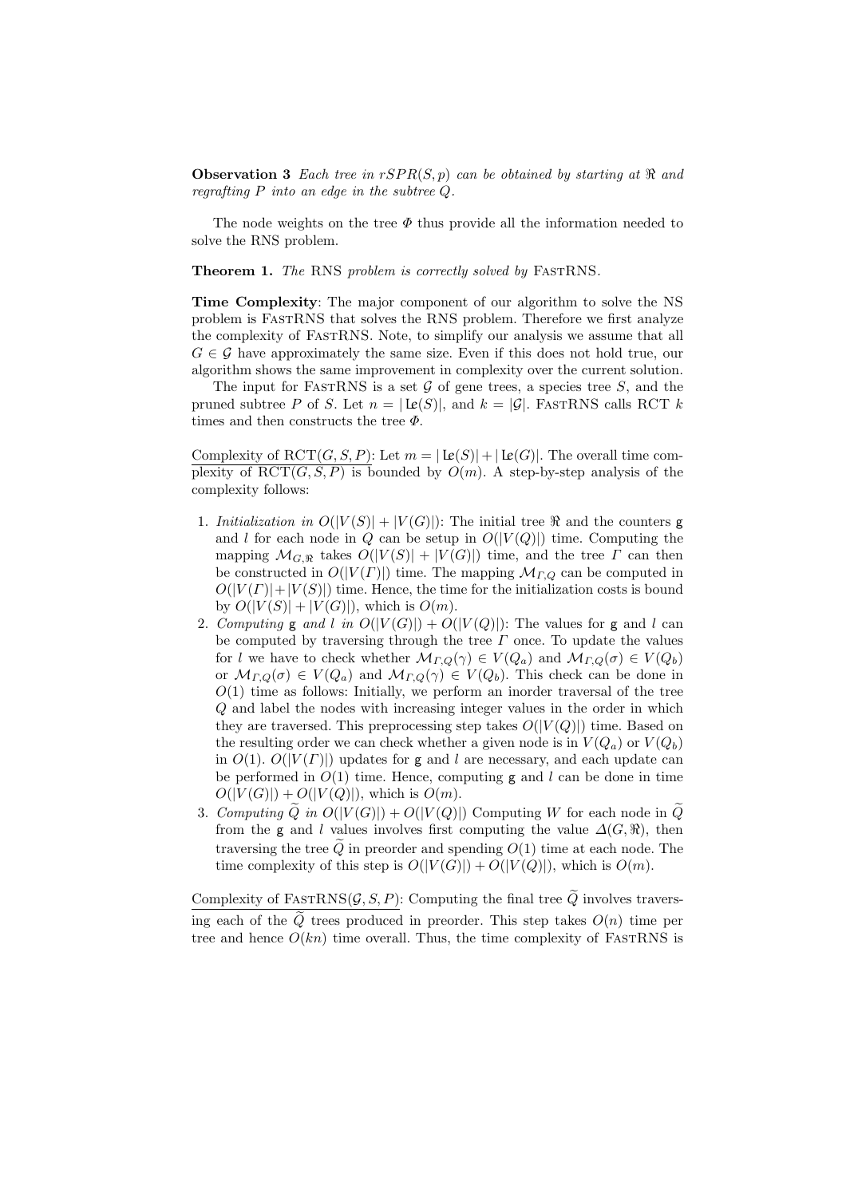**Observation 3** *Each tree in $rSPR(S, p)$ can be obtained by starting at $\Re$ and regrafting $P$ into an edge in the subtree $Q$.*

The node weights on the tree $\Phi$ thus provide all the information needed to solve the RNS problem.

**Theorem 1.** *The* RNS *problem is correctly solved by* FastRNS*.*

**Time Complexity**: The major component of our algorithm to solve the NS problem is FastRNS that solves the RNS problem. Therefore we first analyze the complexity of FastRNS. Note, to simplify our analysis we assume that all $G \in \mathcal{G}$ have approximately the same size. Even if this does not hold true, our algorithm shows the same improvement in complexity over the current solution.

The input for FastRNS is a set $\mathcal{G}$ of gene trees, a species tree $S$, and the pruned subtree $P$ of $S$. Let $n = |\mathfrak{Le}(S)|$, and $k = |\mathcal{G}|$. FastRNS calls RCT $k$ times and then constructs the tree $\Phi$.

Complexity of RCT$(G, S, P)$: Let $m = |\mathfrak{Le}(S)| + |\mathfrak{Le}(G)|$. The overall time complexity of RCT$(G, S, P)$ is bounded by $O(m)$. A step-by-step analysis of the complexity follows:

1. *Initialization in $O(|V(S)| + |V(G)|)$*: The initial tree $\Re$ and the counters $\mathsf{g}$ and $l$ for each node in $Q$ can be setup in $O(|V(Q)|)$ time. Computing the mapping $\mathcal{M}_{G,\Re}$ takes $O(|V(S)| + |V(G)|)$ time, and the tree $\Gamma$ can then be constructed in $O(|V(\Gamma)|)$ time. The mapping $\mathcal{M}_{\Gamma,Q}$ can be computed in $O(|V(\Gamma)| + |V(S)|)$ time. Hence, the time for the initialization costs is bound by $O(|V(S)| + |V(G)|)$, which is $O(m)$.
2. *Computing $\mathsf{g}$ and $l$ in $O(|V(G)|) + O(|V(Q)|)$*: The values for $\mathsf{g}$ and $l$ can be computed by traversing through the tree $\Gamma$ once. To update the values for $l$ we have to check whether $\mathcal{M}_{\Gamma,Q}(\gamma) \in V(Q_a)$ and $\mathcal{M}_{\Gamma,Q}(\sigma) \in V(Q_b)$ or $\mathcal{M}_{\Gamma,Q}(\sigma) \in V(Q_a)$ and $\mathcal{M}_{\Gamma,Q}(\gamma) \in V(Q_b)$. This check can be done in $O(1)$ time as follows: Initially, we perform an inorder traversal of the tree $Q$ and label the nodes with increasing integer values in the order in which they are traversed. This preprocessing step takes $O(|V(Q)|)$ time. Based on the resulting order we can check whether a given node is in $V(Q_a)$ or $V(Q_b)$ in $O(1)$. $O(|V(\Gamma)|)$ updates for $\mathsf{g}$ and $l$ are necessary, and each update can be performed in $O(1)$ time. Hence, computing $\mathsf{g}$ and $l$ can be done in time $O(|V(G)|) + O(|V(Q)|)$, which is $O(m)$.
3. *Computing $\widetilde{Q}$ in $O(|V(G)|) + O(|V(Q)|)$* Computing $W$ for each node in $\widetilde{Q}$ from the $\mathsf{g}$ and $l$ values involves first computing the value $\Delta(G, \Re)$, then traversing the tree $\widetilde{Q}$ in preorder and spending $O(1)$ time at each node. The time complexity of this step is $O(|V(G)|) + O(|V(Q)|)$, which is $O(m)$.

Complexity of FastRNS$(\mathcal{G}, S, P)$: Computing the final tree $\widetilde{Q}$ involves traversing each of the $\widetilde{Q}$ trees produced in preorder. This step takes $O(n)$ time per tree and hence $O(kn)$ time overall. Thus, the time complexity of FastRNS is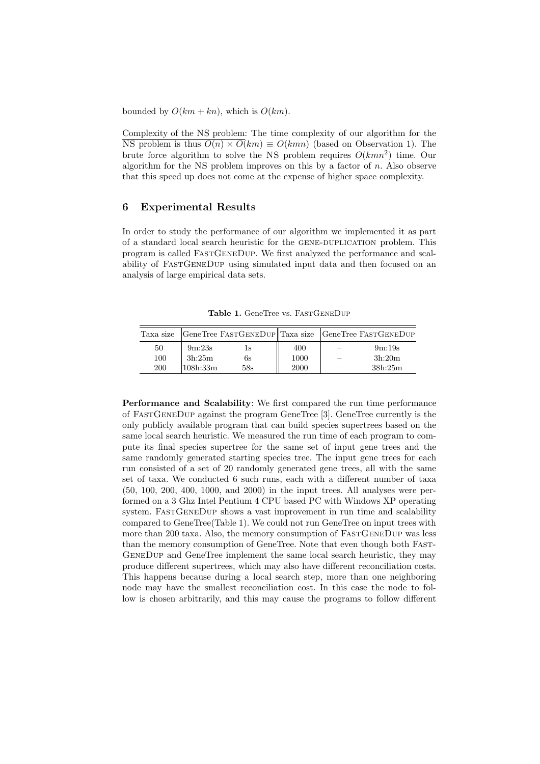bounded by $O(km + kn)$, which is $O(km)$.

Complexity of the NS problem: The time complexity of our algorithm for the NS problem is thus $O(n) \times O(km) \equiv O(kmn)$ (based on Observation 1). The brute force algorithm to solve the NS problem requires $O(kmn^2)$ time. Our algorithm for the NS problem improves on this by a factor of $n$. Also observe that this speed up does not come at the expense of higher space complexity.

## 6 Experimental Results

In order to study the performance of our algorithm we implemented it as part of a standard local search heuristic for the GENE-DUPLICATION problem. This program is called FastGeneDup. We first analyzed the performance and scalability of FastGeneDup using simulated input data and then focused on an analysis of large empirical data sets.

**Table 1.** GeneTree vs. FastGeneDup

| Taxa size | GeneTree | FastGeneDup | Taxa size | GeneTree | FastGeneDup |
|---|---|---|---|---|---|
| 50 | 9m:23s | 1s | 400 | – | 9m:19s |
| 100 | 3h:25m | 6s | 1000 | – | 3h:20m |
| 200 | 108h:33m | 58s | 2000 | – | 38h:25m |

**Performance and Scalability**: We first compared the run time performance of FastGeneDup against the program GeneTree [3]. GeneTree currently is the only publicly available program that can build species supertrees based on the same local search heuristic. We measured the run time of each program to compute its final species supertree for the same set of input gene trees and the same randomly generated starting species tree. The input gene trees for each run consisted of a set of 20 randomly generated gene trees, all with the same set of taxa. We conducted 6 such runs, each with a different number of taxa (50, 100, 200, 400, 1000, and 2000) in the input trees. All analyses were performed on a 3 Ghz Intel Pentium 4 CPU based PC with Windows XP operating system. FastGeneDup shows a vast improvement in run time and scalability compared to GeneTree(Table 1). We could not run GeneTree on input trees with more than 200 taxa. Also, the memory consumption of FastGeneDup was less than the memory consumption of GeneTree. Note that even though both FastGeneDup and GeneTree implement the same local search heuristic, they may produce different supertrees, which may also have different reconciliation costs. This happens because during a local search step, more than one neighboring node may have the smallest reconciliation cost. In this case the node to follow is chosen arbitrarily, and this may cause the programs to follow different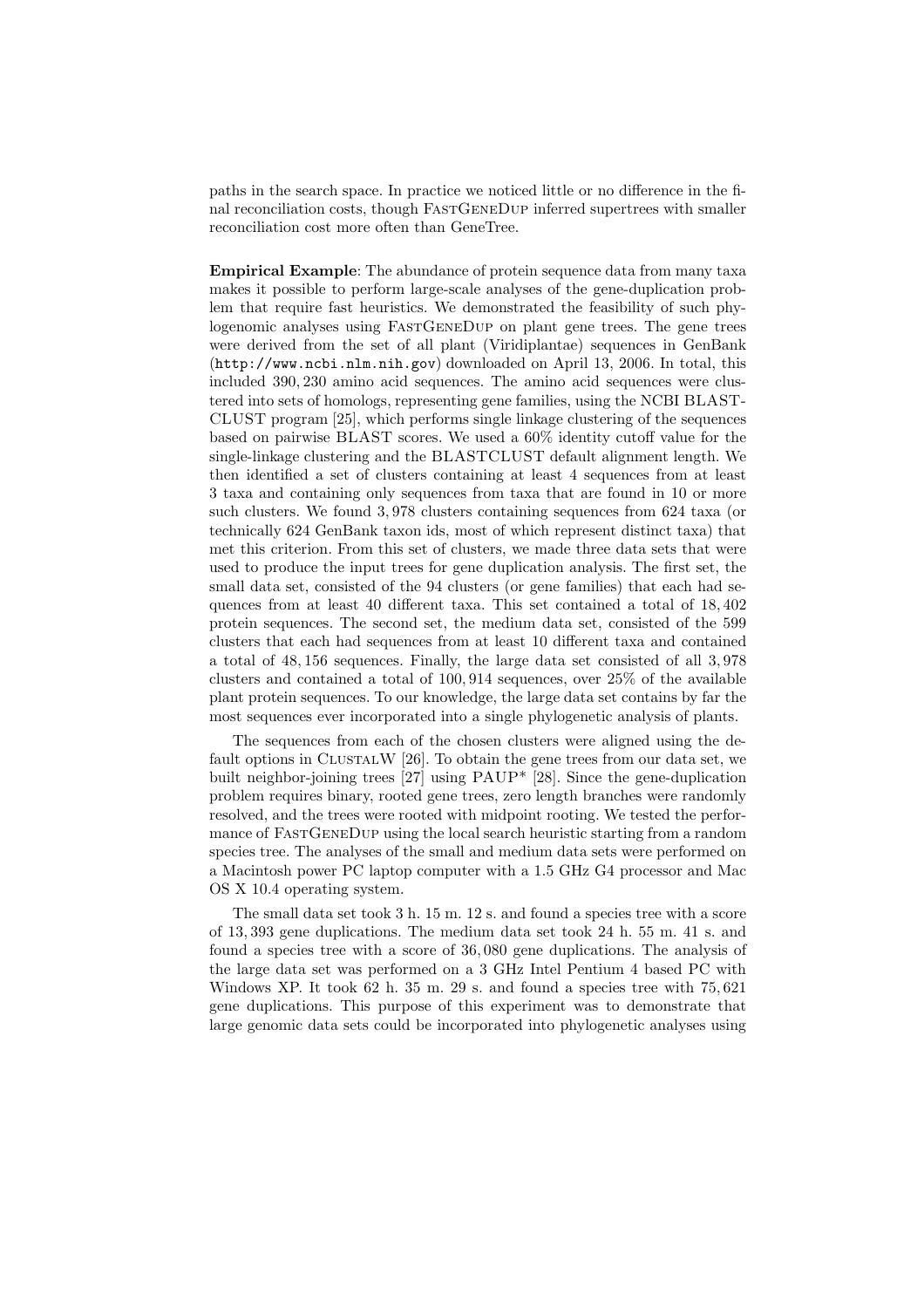paths in the search space. In practice we noticed little or no difference in the final reconciliation costs, though FastGeneDup inferred supertrees with smaller reconciliation cost more often than GeneTree.

**Empirical Example**: The abundance of protein sequence data from many taxa makes it possible to perform large-scale analyses of the gene-duplication problem that require fast heuristics. We demonstrated the feasibility of such phylogenomic analyses using FastGeneDup on plant gene trees. The gene trees were derived from the set of all plant (Viridiplantae) sequences in GenBank (`http://www.ncbi.nlm.nih.gov`) downloaded on April 13, 2006. In total, this included 390, 230 amino acid sequences. The amino acid sequences were clustered into sets of homologs, representing gene families, using the NCBI BLASTCLUST program [25], which performs single linkage clustering of the sequences based on pairwise BLAST scores. We used a 60% identity cutoff value for the single-linkage clustering and the BLASTCLUST default alignment length. We then identified a set of clusters containing at least 4 sequences from at least 3 taxa and containing only sequences from taxa that are found in 10 or more such clusters. We found 3, 978 clusters containing sequences from 624 taxa (or technically 624 GenBank taxon ids, most of which represent distinct taxa) that met this criterion. From this set of clusters, we made three data sets that were used to produce the input trees for gene duplication analysis. The first set, the small data set, consisted of the 94 clusters (or gene families) that each had sequences from at least 40 different taxa. This set contained a total of 18, 402 protein sequences. The second set, the medium data set, consisted of the 599 clusters that each had sequences from at least 10 different taxa and contained a total of 48, 156 sequences. Finally, the large data set consisted of all 3, 978 clusters and contained a total of 100, 914 sequences, over 25% of the available plant protein sequences. To our knowledge, the large data set contains by far the most sequences ever incorporated into a single phylogenetic analysis of plants.

The sequences from each of the chosen clusters were aligned using the default options in ClustalW [26]. To obtain the gene trees from our data set, we built neighbor-joining trees [27] using PAUP* [28]. Since the gene-duplication problem requires binary, rooted gene trees, zero length branches were randomly resolved, and the trees were rooted with midpoint rooting. We tested the performance of FastGeneDup using the local search heuristic starting from a random species tree. The analyses of the small and medium data sets were performed on a Macintosh power PC laptop computer with a 1.5 GHz G4 processor and Mac OS X 10.4 operating system.

The small data set took 3 h. 15 m. 12 s. and found a species tree with a score of 13, 393 gene duplications. The medium data set took 24 h. 55 m. 41 s. and found a species tree with a score of 36, 080 gene duplications. The analysis of the large data set was performed on a 3 GHz Intel Pentium 4 based PC with Windows XP. It took 62 h. 35 m. 29 s. and found a species tree with 75, 621 gene duplications. This purpose of this experiment was to demonstrate that large genomic data sets could be incorporated into phylogenetic analyses using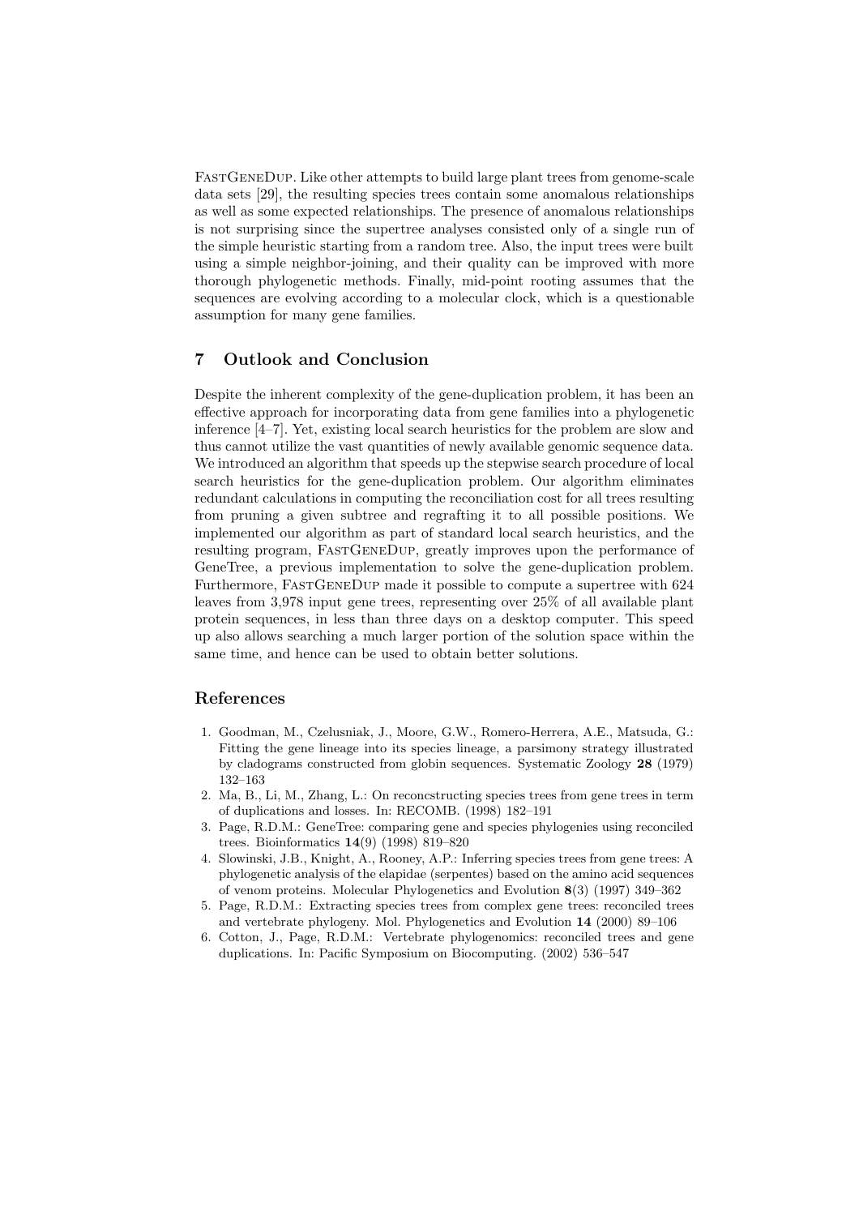FastGeneDup. Like other attempts to build large plant trees from genome-scale data sets [29], the resulting species trees contain some anomalous relationships as well as some expected relationships. The presence of anomalous relationships is not surprising since the supertree analyses consisted only of a single run of the simple heuristic starting from a random tree. Also, the input trees were built using a simple neighbor-joining, and their quality can be improved with more thorough phylogenetic methods. Finally, mid-point rooting assumes that the sequences are evolving according to a molecular clock, which is a questionable assumption for many gene families.

## 7 Outlook and Conclusion

Despite the inherent complexity of the gene-duplication problem, it has been an effective approach for incorporating data from gene families into a phylogenetic inference [4–7]. Yet, existing local search heuristics for the problem are slow and thus cannot utilize the vast quantities of newly available genomic sequence data. We introduced an algorithm that speeds up the stepwise search procedure of local search heuristics for the gene-duplication problem. Our algorithm eliminates redundant calculations in computing the reconciliation cost for all trees resulting from pruning a given subtree and regrafting it to all possible positions. We implemented our algorithm as part of standard local search heuristics, and the resulting program, FastGeneDup, greatly improves upon the performance of GeneTree, a previous implementation to solve the gene-duplication problem. Furthermore, FastGeneDup made it possible to compute a supertree with 624 leaves from 3,978 input gene trees, representing over 25% of all available plant protein sequences, in less than three days on a desktop computer. This speed up also allows searching a much larger portion of the solution space within the same time, and hence can be used to obtain better solutions.

## References

1. Goodman, M., Czelusniak, J., Moore, G.W., Romero-Herrera, A.E., Matsuda, G.: Fitting the gene lineage into its species lineage, a parsimony strategy illustrated by cladograms constructed from globin sequences. Systematic Zoology **28** (1979) 132–163
2. Ma, B., Li, M., Zhang, L.: On reconcstructing species trees from gene trees in term of duplications and losses. In: RECOMB. (1998) 182–191
3. Page, R.D.M.: GeneTree: comparing gene and species phylogenies using reconciled trees. Bioinformatics **14**(9) (1998) 819–820
4. Slowinski, J.B., Knight, A., Rooney, A.P.: Inferring species trees from gene trees: A phylogenetic analysis of the elapidae (serpentes) based on the amino acid sequences of venom proteins. Molecular Phylogenetics and Evolution **8**(3) (1997) 349–362
5. Page, R.D.M.: Extracting species trees from complex gene trees: reconciled trees and vertebrate phylogeny. Mol. Phylogenetics and Evolution **14** (2000) 89–106
6. Cotton, J., Page, R.D.M.: Vertebrate phylogenomics: reconciled trees and gene duplications. In: Pacific Symposium on Biocomputing. (2002) 536–547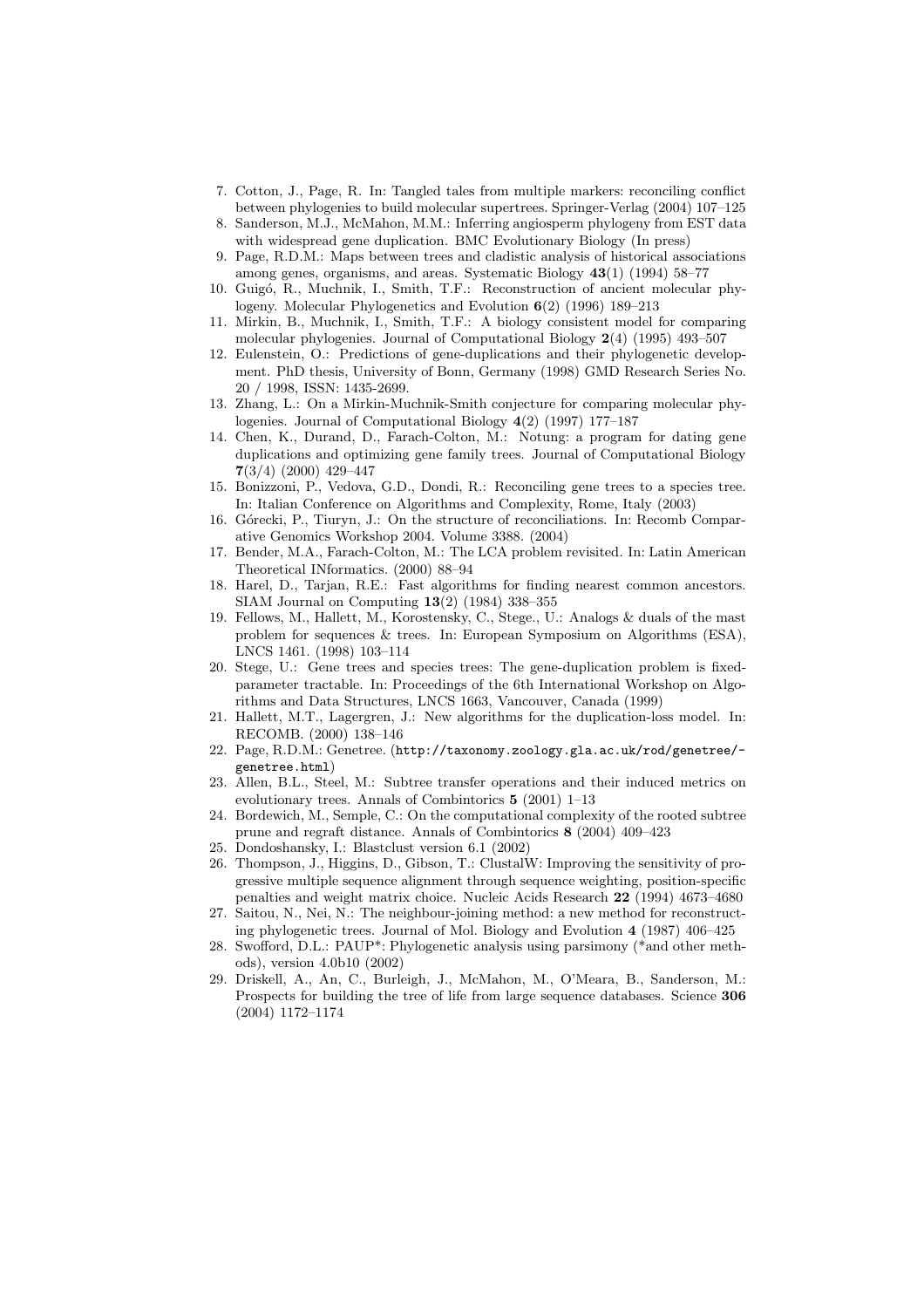7. Cotton, J., Page, R. In: Tangled tales from multiple markers: reconciling conflict between phylogenies to build molecular supertrees. Springer-Verlag (2004) 107–125
8. Sanderson, M.J., McMahon, M.M.: Inferring angiosperm phylogeny from EST data with widespread gene duplication. BMC Evolutionary Biology (In press)
9. Page, R.D.M.: Maps between trees and cladistic analysis of historical associations among genes, organisms, and areas. Systematic Biology **43**(1) (1994) 58–77
10. Guigó, R., Muchnik, I., Smith, T.F.: Reconstruction of ancient molecular phylogeny. Molecular Phylogenetics and Evolution **6**(2) (1996) 189–213
11. Mirkin, B., Muchnik, I., Smith, T.F.: A biology consistent model for comparing molecular phylogenies. Journal of Computational Biology **2**(4) (1995) 493–507
12. Eulenstein, O.: Predictions of gene-duplications and their phylogenetic development. PhD thesis, University of Bonn, Germany (1998) GMD Research Series No. 20 / 1998, ISSN: 1435-2699.
13. Zhang, L.: On a Mirkin-Muchnik-Smith conjecture for comparing molecular phylogenies. Journal of Computational Biology **4**(2) (1997) 177–187
14. Chen, K., Durand, D., Farach-Colton, M.: Notung: a program for dating gene duplications and optimizing gene family trees. Journal of Computational Biology **7**(3/4) (2000) 429–447
15. Bonizzoni, P., Vedova, G.D., Dondi, R.: Reconciling gene trees to a species tree. In: Italian Conference on Algorithms and Complexity, Rome, Italy (2003)
16. Górecki, P., Tiuryn, J.: On the structure of reconciliations. In: Recomb Comparative Genomics Workshop 2004. Volume 3388. (2004)
17. Bender, M.A., Farach-Colton, M.: The LCA problem revisited. In: Latin American Theoretical INformatics. (2000) 88–94
18. Harel, D., Tarjan, R.E.: Fast algorithms for finding nearest common ancestors. SIAM Journal on Computing **13**(2) (1984) 338–355
19. Fellows, M., Hallett, M., Korostensky, C., Stege., U.: Analogs & duals of the mast problem for sequences & trees. In: European Symposium on Algorithms (ESA), LNCS 1461. (1998) 103–114
20. Stege, U.: Gene trees and species trees: The gene-duplication problem is fixed-parameter tractable. In: Proceedings of the 6th International Workshop on Algorithms and Data Structures, LNCS 1663, Vancouver, Canada (1999)
21. Hallett, M.T., Lagergren, J.: New algorithms for the duplication-loss model. In: RECOMB. (2000) 138–146
22. Page, R.D.M.: Genetree. (`http://taxonomy.zoology.gla.ac.uk/rod/genetree/genetree.html`)
23. Allen, B.L., Steel, M.: Subtree transfer operations and their induced metrics on evolutionary trees. Annals of Combintorics **5** (2001) 1–13
24. Bordewich, M., Semple, C.: On the computational complexity of the rooted subtree prune and regraft distance. Annals of Combintorics **8** (2004) 409–423
25. Dondoshansky, I.: Blastclust version 6.1 (2002)
26. Thompson, J., Higgins, D., Gibson, T.: ClustalW: Improving the sensitivity of progressive multiple sequence alignment through sequence weighting, position-specific penalties and weight matrix choice. Nucleic Acids Research **22** (1994) 4673–4680
27. Saitou, N., Nei, N.: The neighbour-joining method: a new method for reconstructing phylogenetic trees. Journal of Mol. Biology and Evolution **4** (1987) 406–425
28. Swofford, D.L.: PAUP*: Phylogenetic analysis using parsimony (*and other methods), version 4.0b10 (2002)
29. Driskell, A., An, C., Burleigh, J., McMahon, M., O'Meara, B., Sanderson, M.: Prospects for building the tree of life from large sequence databases. Science **306** (2004) 1172–1174